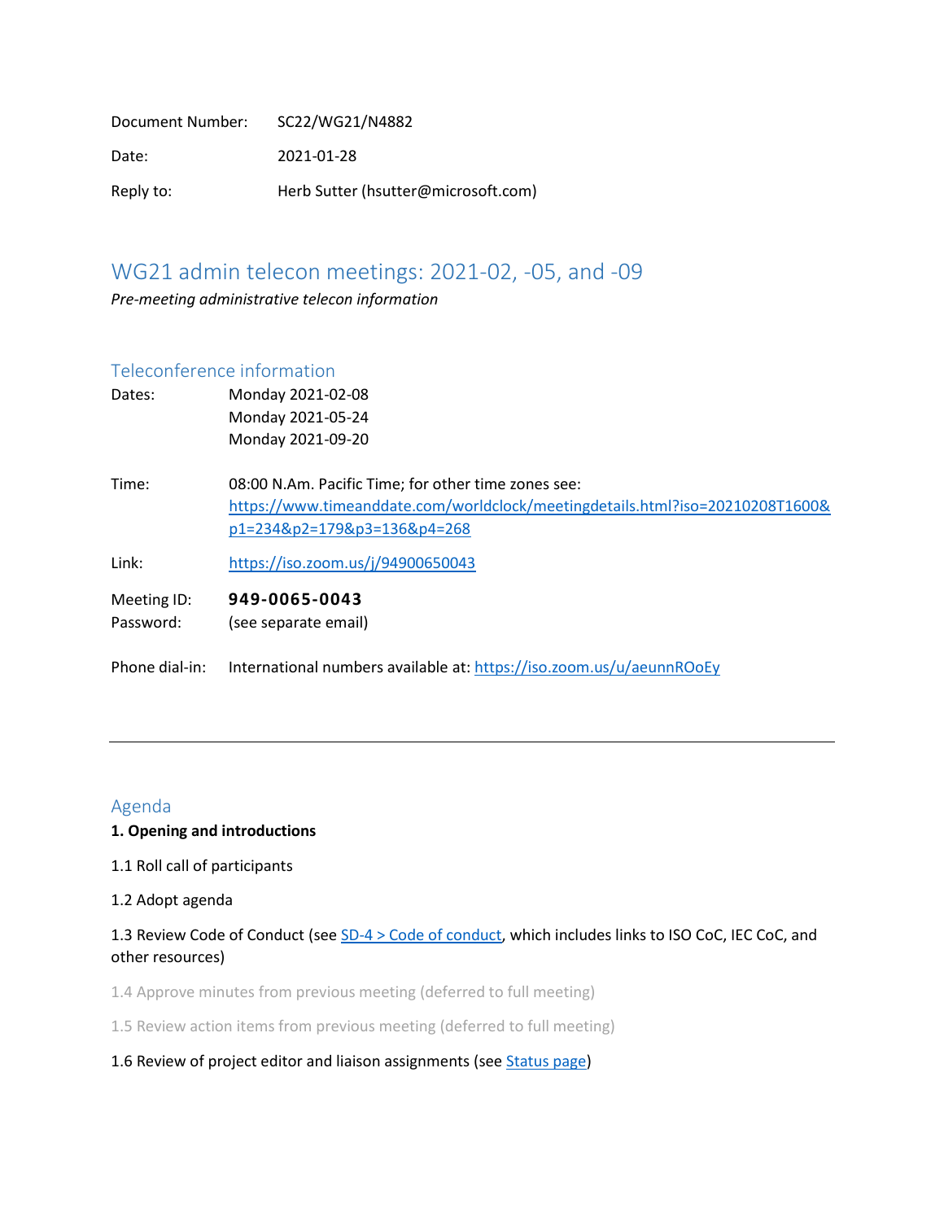| | |
|---|---|
| Document Number: | SC22/WG21/N4882 |
| Date: | 2021-01-28 |
| Reply to: | Herb Sutter (hsutter@microsoft.com) |

# WG21 admin telecon meetings: 2021-02, -05, and -09

*Pre-meeting administrative telecon information*

## Teleconference information

| | |
|---|---|
| Dates: | Monday 2021-02-08<br>Monday 2021-05-24<br>Monday 2021-09-20 |
| Time: | 08:00 N.Am. Pacific Time; for other time zones see: [https://www.timeanddate.com/worldclock/meetingdetails.html?iso=20210208T1600&p1=234&p2=179&p3=136&p4=268](https://www.timeanddate.com/worldclock/meetingdetails.html?iso=20210208T1600&p1=234&p2=179&p3=136&p4=268) |
| Link: | [https://iso.zoom.us/j/94900650043](https://iso.zoom.us/j/94900650043) |
| Meeting ID: | **949-0065-0043** |
| Password: | (see separate email) |
| Phone dial-in: | International numbers available at: [https://iso.zoom.us/u/aeunnROoEy](https://iso.zoom.us/u/aeunnROoEy) |

---

## Agenda

**1. Opening and introductions**

1.1 Roll call of participants

1.2 Adopt agenda

1.3 Review Code of Conduct (see SD-4 > Code of conduct, which includes links to ISO CoC, IEC CoC, and other resources)

1.4 Approve minutes from previous meeting (deferred to full meeting)

1.5 Review action items from previous meeting (deferred to full meeting)

1.6 Review of project editor and liaison assignments (see Status page)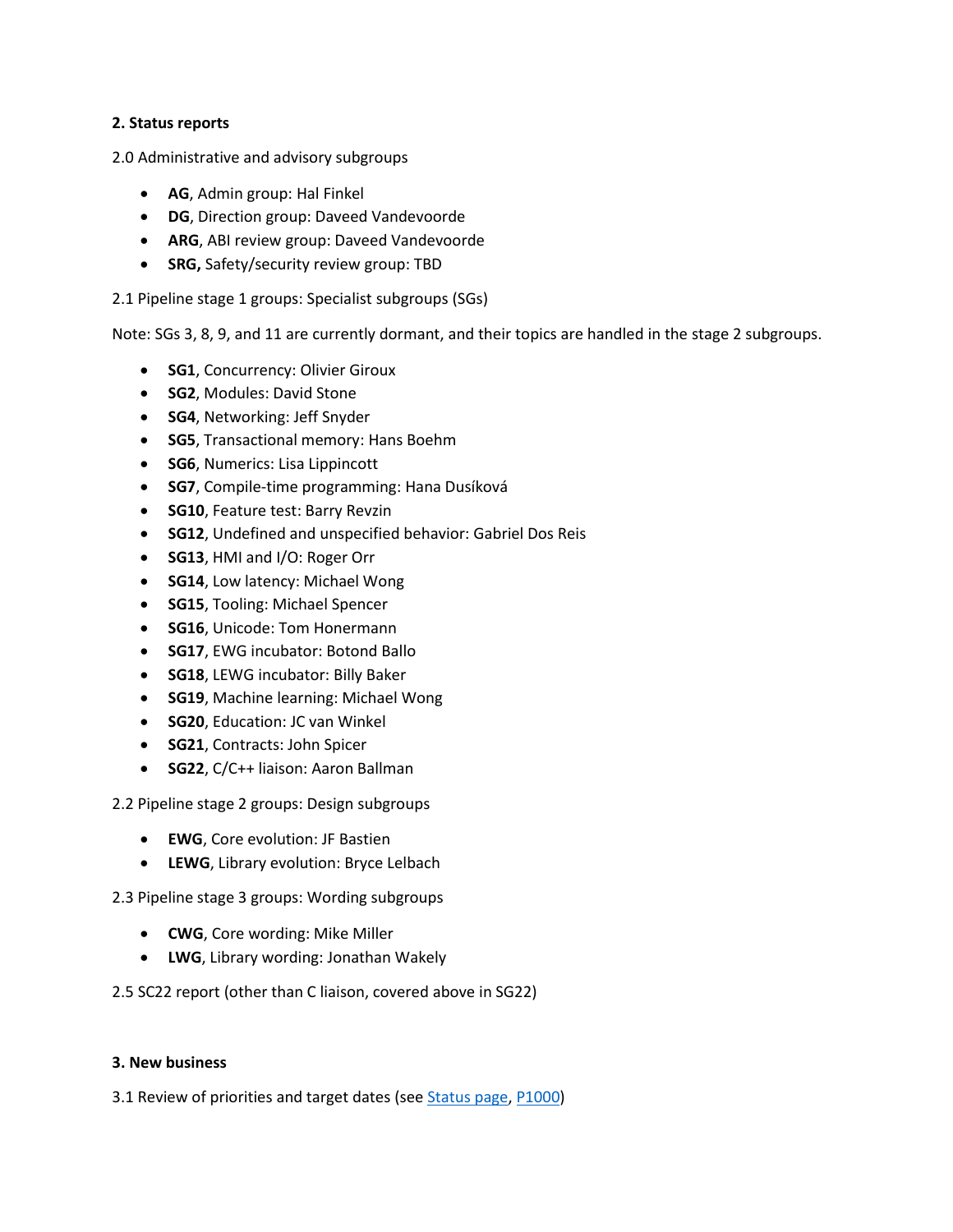## 2. Status reports

2.0 Administrative and advisory subgroups

- **AG**, Admin group: Hal Finkel
- **DG**, Direction group: Daveed Vandevoorde
- **ARG**, ABI review group: Daveed Vandevoorde
- **SRG,** Safety/security review group: TBD

2.1 Pipeline stage 1 groups: Specialist subgroups (SGs)

Note: SGs 3, 8, 9, and 11 are currently dormant, and their topics are handled in the stage 2 subgroups.

- **SG1**, Concurrency: Olivier Giroux
- **SG2**, Modules: David Stone
- **SG4**, Networking: Jeff Snyder
- **SG5**, Transactional memory: Hans Boehm
- **SG6**, Numerics: Lisa Lippincott
- **SG7**, Compile-time programming: Hana Dusíková
- **SG10**, Feature test: Barry Revzin
- **SG12**, Undefined and unspecified behavior: Gabriel Dos Reis
- **SG13**, HMI and I/O: Roger Orr
- **SG14**, Low latency: Michael Wong
- **SG15**, Tooling: Michael Spencer
- **SG16**, Unicode: Tom Honermann
- **SG17**, EWG incubator: Botond Ballo
- **SG18**, LEWG incubator: Billy Baker
- **SG19**, Machine learning: Michael Wong
- **SG20**, Education: JC van Winkel
- **SG21**, Contracts: John Spicer
- **SG22**, C/C++ liaison: Aaron Ballman

2.2 Pipeline stage 2 groups: Design subgroups

- **EWG**, Core evolution: JF Bastien
- **LEWG**, Library evolution: Bryce Lelbach

2.3 Pipeline stage 3 groups: Wording subgroups

- **CWG**, Core wording: Mike Miller
- **LWG**, Library wording: Jonathan Wakely

2.5 SC22 report (other than C liaison, covered above in SG22)

## 3. New business

3.1 Review of priorities and target dates (see Status page, P1000)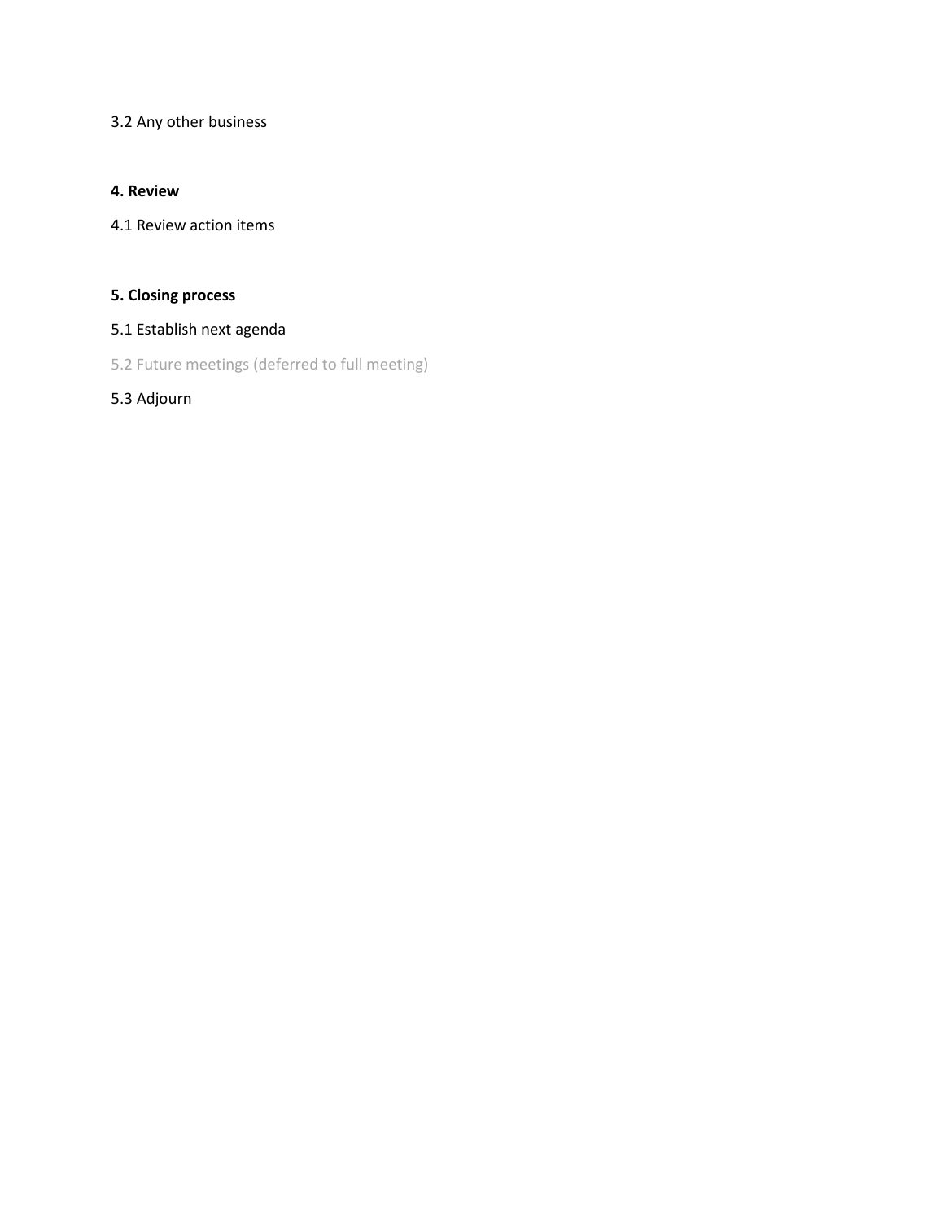3.2 Any other business

**4. Review**

4.1 Review action items

**5. Closing process**

5.1 Establish next agenda

5.2 Future meetings (deferred to full meeting)

5.3 Adjourn